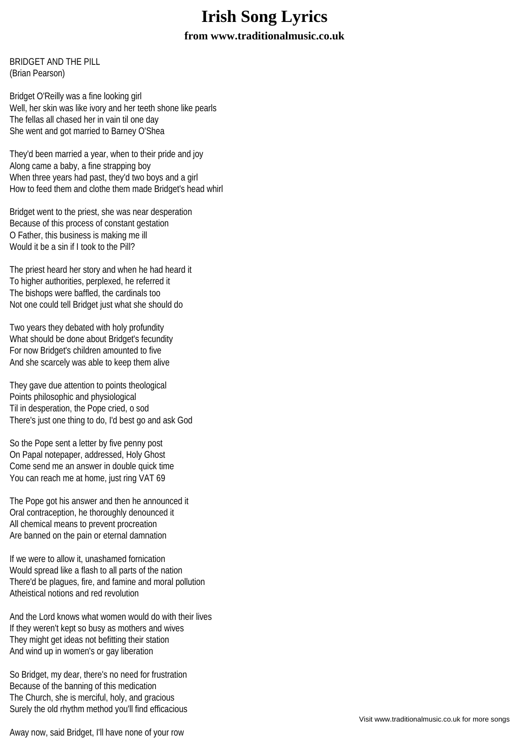# Irish Song Lyrics

### from www.traditionalmusic.co.uk

BRIDGET AND THE PILL
(Brian Pearson)

Bridget O'Reilly was a fine looking girl
Well, her skin was like ivory and her teeth shone like pearls
The fellas all chased her in vain til one day
She went and got married to Barney O'Shea

They'd been married a year, when to their pride and joy
Along came a baby, a fine strapping boy
When three years had past, they'd two boys and a girl
How to feed them and clothe them made Bridget's head whirl

Bridget went to the priest, she was near desperation
Because of this process of constant gestation
O Father, this business is making me ill
Would it be a sin if I took to the Pill?

The priest heard her story and when he had heard it
To higher authorities, perplexed, he referred it
The bishops were baffled, the cardinals too
Not one could tell Bridget just what she should do

Two years they debated with holy profundity
What should be done about Bridget's fecundity
For now Bridget's children amounted to five
And she scarcely was able to keep them alive

They gave due attention to points theological
Points philosophic and physiological
Til in desperation, the Pope cried, o sod
There's just one thing to do, I'd best go and ask God

So the Pope sent a letter by five penny post
On Papal notepaper, addressed, Holy Ghost
Come send me an answer in double quick time
You can reach me at home, just ring VAT 69

The Pope got his answer and then he announced it
Oral contraception, he thoroughly denounced it
All chemical means to prevent procreation
Are banned on the pain or eternal damnation

If we were to allow it, unashamed fornication
Would spread like a flash to all parts of the nation
There'd be plagues, fire, and famine and moral pollution
Atheistical notions and red revolution

And the Lord knows what women would do with their lives
If they weren't kept so busy as mothers and wives
They might get ideas not befitting their station
And wind up in women's or gay liberation

So Bridget, my dear, there's no need for frustration
Because of the banning of this medication
The Church, she is merciful, holy, and gracious
Surely the old rhythm method you'll find efficacious

Away now, said Bridget, I'll have none of your row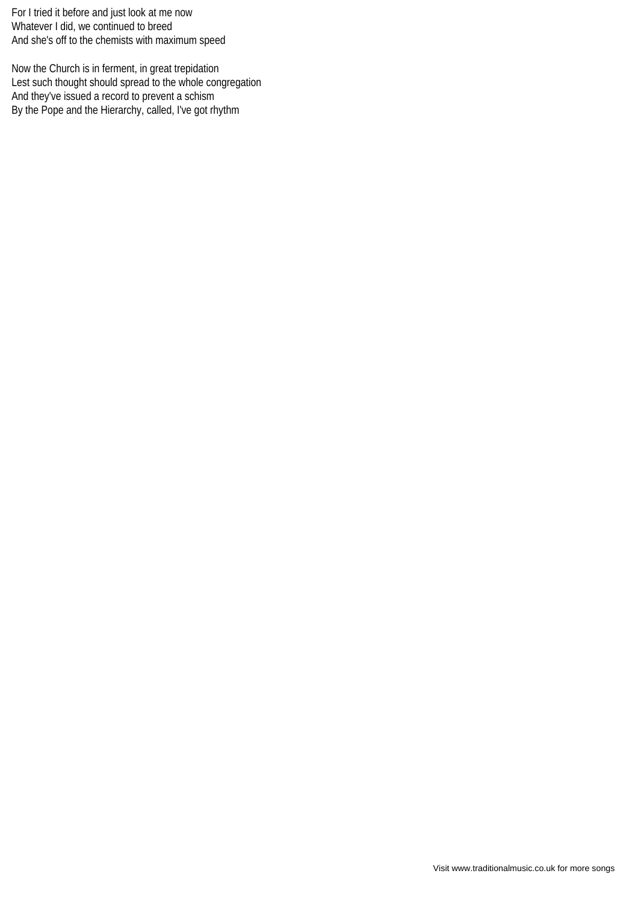For I tried it before and just look at me now
Whatever I did, we continued to breed
And she's off to the chemists with maximum speed

Now the Church is in ferment, in great trepidation
Lest such thought should spread to the whole congregation
And they've issued a record to prevent a schism
By the Pope and the Hierarchy, called, I've got rhythm